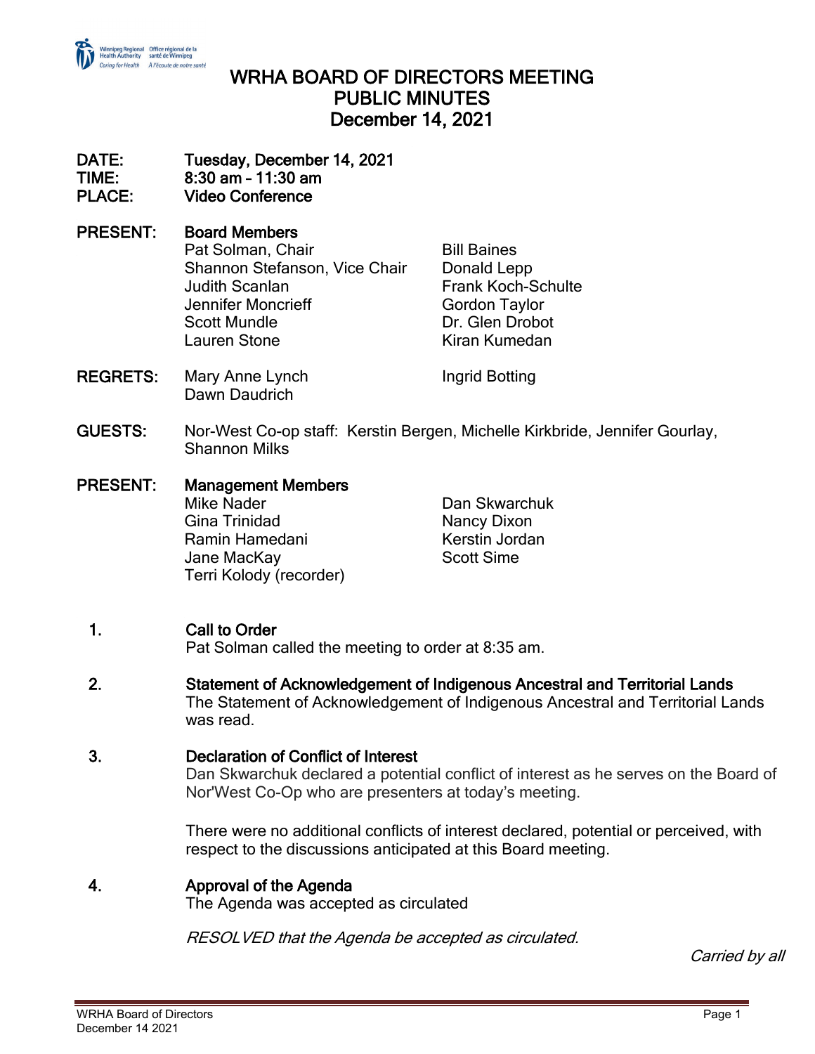# WRHA BOARD OF DIRECTORS MEETING
# PUBLIC MINUTES
# December 14, 2021

**DATE:** Tuesday, December 14, 2021
**TIME:** 8:30 am – 11:30 am
**PLACE:** Video Conference

**PRESENT:** **Board Members**

| | |
|---|---|
| Pat Solman, Chair | Bill Baines |
| Shannon Stefanson, Vice Chair | Donald Lepp |
| Judith Scanlan | Frank Koch-Schulte |
| Jennifer Moncrieff | Gordon Taylor |
| Scott Mundle | Dr. Glen Drobot |
| Lauren Stone | Kiran Kumedan |

**REGRETS:**

| | |
|---|---|
| Mary Anne Lynch | Ingrid Botting |
| Dawn Daudrich | |

**GUESTS:** Nor-West Co-op staff: Kerstin Bergen, Michelle Kirkbride, Jennifer Gourlay, Shannon Milks

**PRESENT:** **Management Members**

| | |
|---|---|
| Mike Nader | Dan Skwarchuk |
| Gina Trinidad | Nancy Dixon |
| Ramin Hamedani | Kerstin Jordan |
| Jane MacKay | Scott Sime |
| Terri Kolody (recorder) | |

## 1. Call to Order

Pat Solman called the meeting to order at 8:35 am.

## 2. Statement of Acknowledgement of Indigenous Ancestral and Territorial Lands

The Statement of Acknowledgement of Indigenous Ancestral and Territorial Lands was read.

## 3. Declaration of Conflict of Interest

Dan Skwarchuk declared a potential conflict of interest as he serves on the Board of Nor'West Co-Op who are presenters at today's meeting.

There were no additional conflicts of interest declared, potential or perceived, with respect to the discussions anticipated at this Board meeting.

## 4. Approval of the Agenda

The Agenda was accepted as circulated

*RESOLVED that the Agenda be accepted as circulated.*

*Carried by all*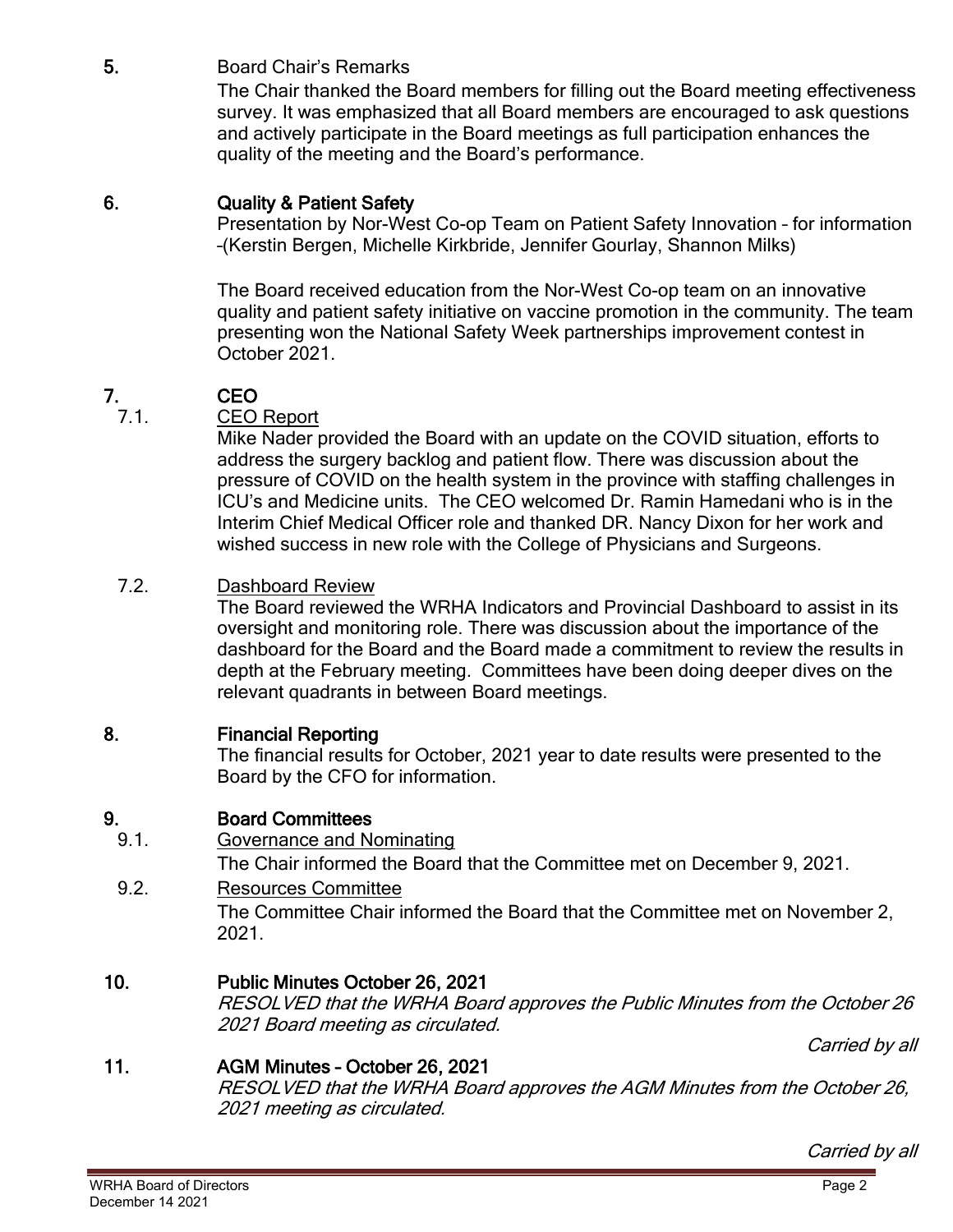## 5. Board Chair's Remarks

The Chair thanked the Board members for filling out the Board meeting effectiveness survey. It was emphasized that all Board members are encouraged to ask questions and actively participate in the Board meetings as full participation enhances the quality of the meeting and the Board's performance.

## 6. Quality & Patient Safety

Presentation by Nor-West Co-op Team on Patient Safety Innovation – for information –(Kerstin Bergen, Michelle Kirkbride, Jennifer Gourlay, Shannon Milks)

The Board received education from the Nor-West Co-op team on an innovative quality and patient safety initiative on vaccine promotion in the community. The team presenting won the National Safety Week partnerships improvement contest in October 2021.

## 7. CEO

### 7.1. CEO Report

Mike Nader provided the Board with an update on the COVID situation, efforts to address the surgery backlog and patient flow. There was discussion about the pressure of COVID on the health system in the province with staffing challenges in ICU's and Medicine units. The CEO welcomed Dr. Ramin Hamedani who is in the Interim Chief Medical Officer role and thanked DR. Nancy Dixon for her work and wished success in new role with the College of Physicians and Surgeons.

### 7.2. Dashboard Review

The Board reviewed the WRHA Indicators and Provincial Dashboard to assist in its oversight and monitoring role. There was discussion about the importance of the dashboard for the Board and the Board made a commitment to review the results in depth at the February meeting. Committees have been doing deeper dives on the relevant quadrants in between Board meetings.

## 8. Financial Reporting

The financial results for October, 2021 year to date results were presented to the Board by the CFO for information.

## 9. Board Committees

### 9.1. Governance and Nominating

The Chair informed the Board that the Committee met on December 9, 2021.

### 9.2. Resources Committee

The Committee Chair informed the Board that the Committee met on November 2, 2021.

## 10. Public Minutes October 26, 2021

*RESOLVED that the WRHA Board approves the Public Minutes from the October 26 2021 Board meeting as circulated.*

*Carried by all*

## 11. AGM Minutes – October 26, 2021

*RESOLVED that the WRHA Board approves the AGM Minutes from the October 26, 2021 meeting as circulated.*

*Carried by all*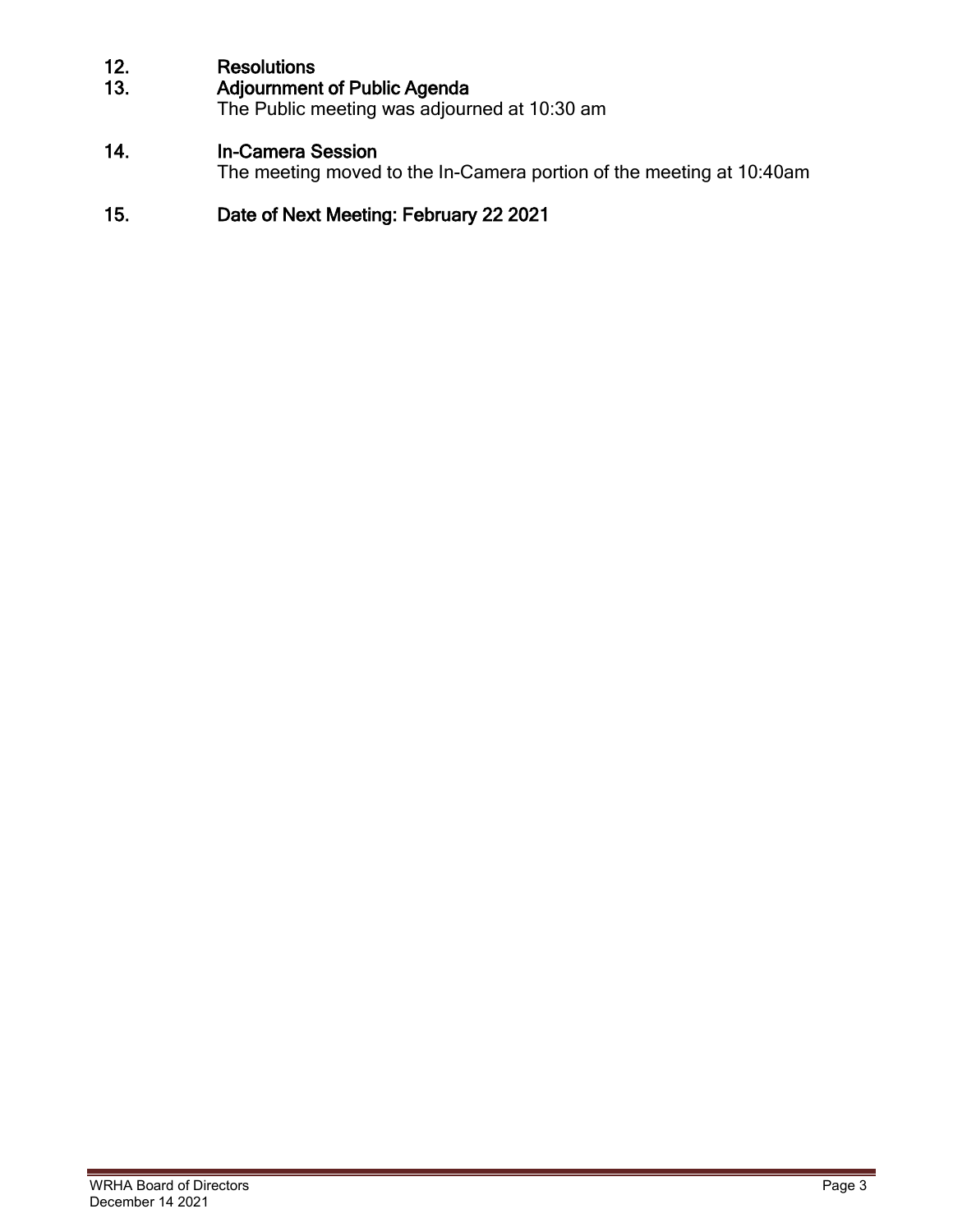## 12. Resolutions

## 13. Adjournment of Public Agenda

The Public meeting was adjourned at 10:30 am

## 14. In-Camera Session

The meeting moved to the In-Camera portion of the meeting at 10:40am

## 15. Date of Next Meeting: February 22 2021